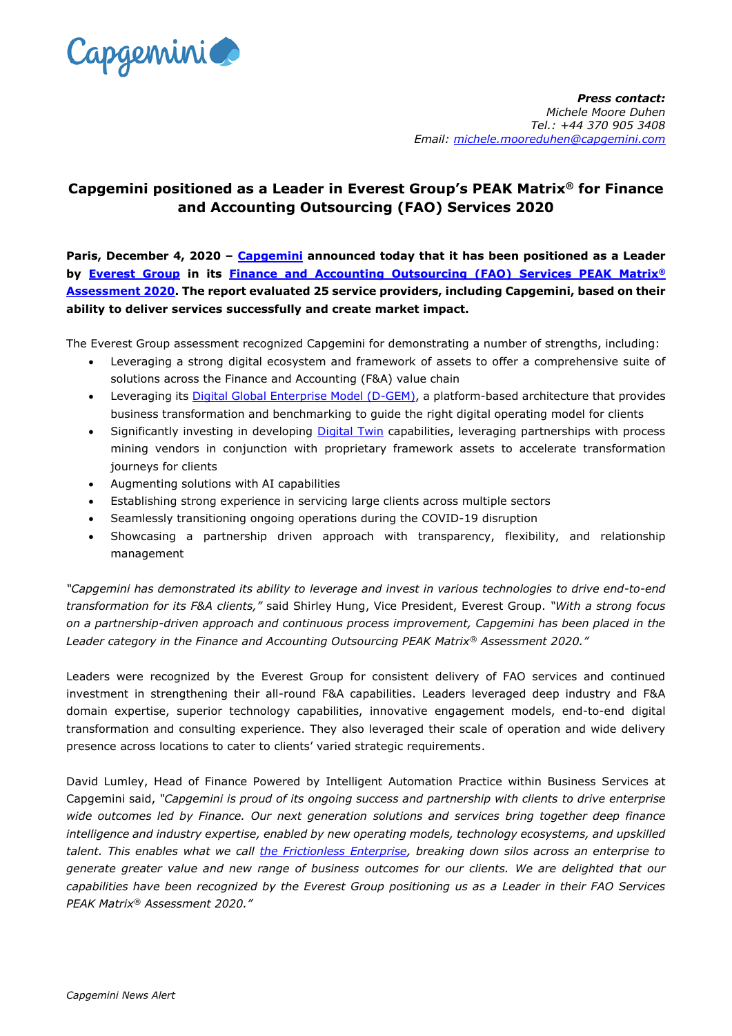***Press contact:***
*Michele Moore Duhen*
*Tel.: +44 370 905 3408*
*Email: michele.mooreduhen@capgemini.com*

# Capgemini positioned as a Leader in Everest Group's PEAK Matrix® for Finance and Accounting Outsourcing (FAO) Services 2020

**Paris, December 4, 2020 – Capgemini announced today that it has been positioned as a Leader by Everest Group in its Finance and Accounting Outsourcing (FAO) Services PEAK Matrix® Assessment 2020. The report evaluated 25 service providers, including Capgemini, based on their ability to deliver services successfully and create market impact.**

The Everest Group assessment recognized Capgemini for demonstrating a number of strengths, including:

- Leveraging a strong digital ecosystem and framework of assets to offer a comprehensive suite of solutions across the Finance and Accounting (F&A) value chain
- Leveraging its Digital Global Enterprise Model (D-GEM), a platform-based architecture that provides business transformation and benchmarking to guide the right digital operating model for clients
- Significantly investing in developing Digital Twin capabilities, leveraging partnerships with process mining vendors in conjunction with proprietary framework assets to accelerate transformation journeys for clients
- Augmenting solutions with AI capabilities
- Establishing strong experience in servicing large clients across multiple sectors
- Seamlessly transitioning ongoing operations during the COVID-19 disruption
- Showcasing a partnership driven approach with transparency, flexibility, and relationship management

*"Capgemini has demonstrated its ability to leverage and invest in various technologies to drive end-to-end transformation for its F&A clients,"* said Shirley Hung, Vice President, Everest Group. *"With a strong focus on a partnership-driven approach and continuous process improvement, Capgemini has been placed in the Leader category in the Finance and Accounting Outsourcing PEAK Matrix® Assessment 2020."*

Leaders were recognized by the Everest Group for consistent delivery of FAO services and continued investment in strengthening their all-round F&A capabilities. Leaders leveraged deep industry and F&A domain expertise, superior technology capabilities, innovative engagement models, end-to-end digital transformation and consulting experience. They also leveraged their scale of operation and wide delivery presence across locations to cater to clients' varied strategic requirements.

David Lumley, Head of Finance Powered by Intelligent Automation Practice within Business Services at Capgemini said, *"Capgemini is proud of its ongoing success and partnership with clients to drive enterprise wide outcomes led by Finance. Our next generation solutions and services bring together deep finance intelligence and industry expertise, enabled by new operating models, technology ecosystems, and upskilled talent. This enables what we call the Frictionless Enterprise, breaking down silos across an enterprise to generate greater value and new range of business outcomes for our clients. We are delighted that our capabilities have been recognized by the Everest Group positioning us as a Leader in their FAO Services PEAK Matrix® Assessment 2020."*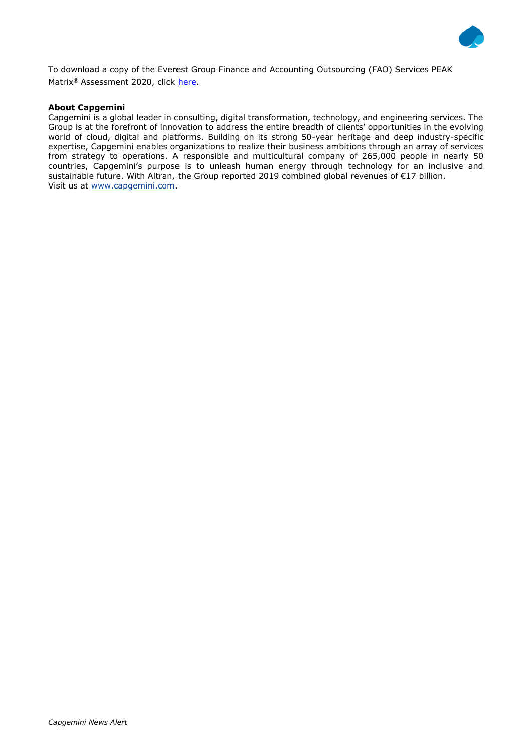To download a copy of the Everest Group Finance and Accounting Outsourcing (FAO) Services PEAK Matrix® Assessment 2020, click here.

**About Capgemini**

Capgemini is a global leader in consulting, digital transformation, technology, and engineering services. The Group is at the forefront of innovation to address the entire breadth of clients' opportunities in the evolving world of cloud, digital and platforms. Building on its strong 50-year heritage and deep industry-specific expertise, Capgemini enables organizations to realize their business ambitions through an array of services from strategy to operations. A responsible and multicultural company of 265,000 people in nearly 50 countries, Capgemini's purpose is to unleash human energy through technology for an inclusive and sustainable future. With Altran, the Group reported 2019 combined global revenues of €17 billion.
Visit us at www.capgemini.com.